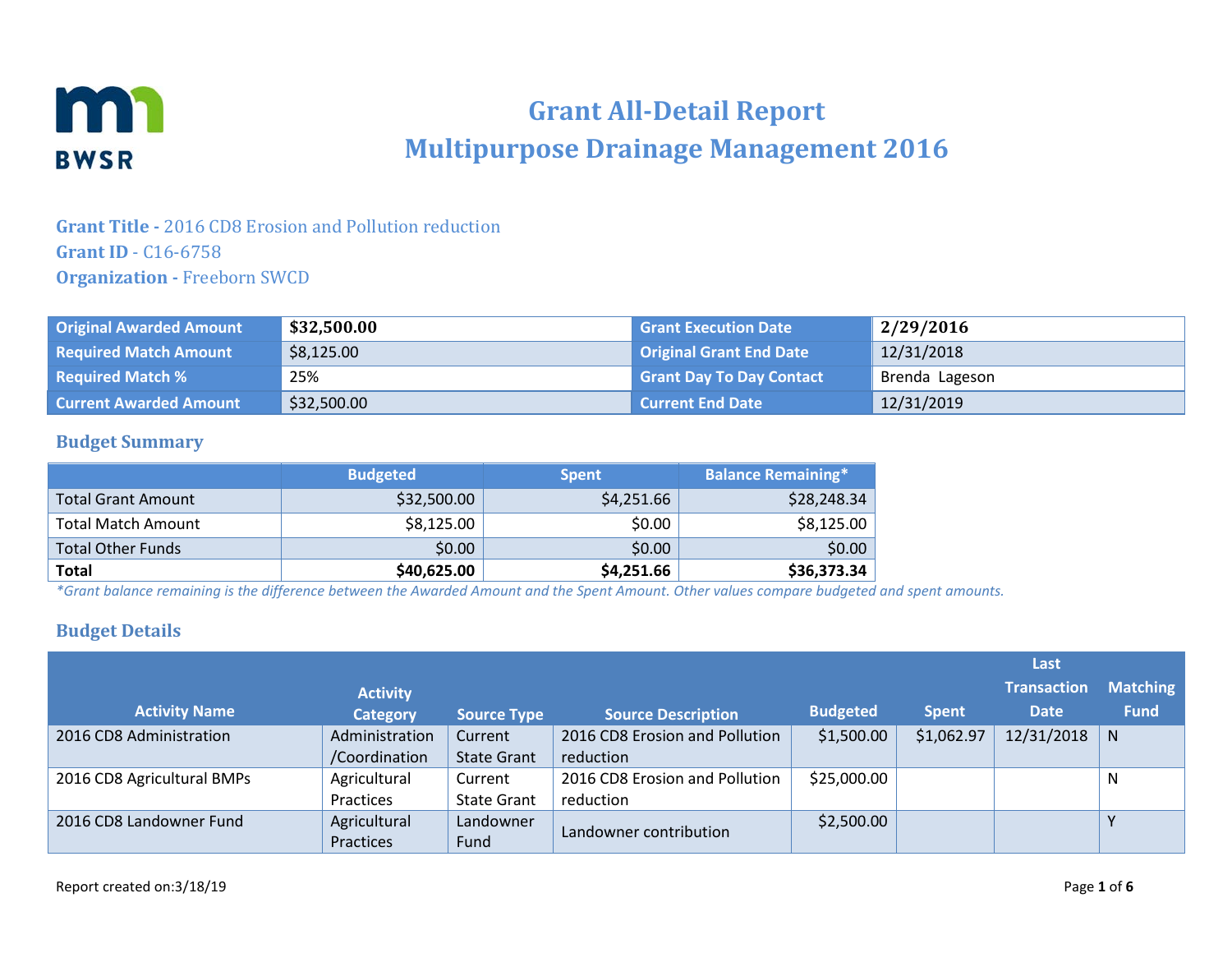# Grant All-Detail Report
# Multipurpose Drainage Management 2016

**Grant Title -** 2016 CD8 Erosion and Pollution reduction
**Grant ID** - C16-6758
**Organization -** Freeborn SWCD

| | | | |
|---|---|---|---|
| **Original Awarded Amount** | **$32,500.00** | **Grant Execution Date** | **2/29/2016** |
| **Required Match Amount** | $8,125.00 | **Original Grant End Date** | 12/31/2018 |
| **Required Match %** | 25% | **Grant Day To Day Contact** | Brenda Lageson |
| **Current Awarded Amount** | $32,500.00 | **Current End Date** | 12/31/2019 |

## Budget Summary

| | Budgeted | Spent | Balance Remaining* |
|---|---|---|---|
| Total Grant Amount | $32,500.00 | $4,251.66 | $28,248.34 |
| Total Match Amount | $8,125.00 | $0.00 | $8,125.00 |
| Total Other Funds | $0.00 | $0.00 | $0.00 |
| **Total** | **$40,625.00** | **$4,251.66** | **$36,373.34** |

*\*Grant balance remaining is the difference between the Awarded Amount and the Spent Amount. Other values compare budgeted and spent amounts.*

## Budget Details

| Activity Name | Activity Category | Source Type | Source Description | Budgeted | Spent | Last Transaction Date | Matching Fund |
|---|---|---|---|---|---|---|---|
| 2016 CD8 Administration | Administration /Coordination | Current State Grant | 2016 CD8 Erosion and Pollution reduction | $1,500.00 | $1,062.97 | 12/31/2018 | N |
| 2016 CD8 Agricultural BMPs | Agricultural Practices | Current State Grant | 2016 CD8 Erosion and Pollution reduction | $25,000.00 | | | N |
| 2016 CD8 Landowner Fund | Agricultural Practices | Landowner Fund | Landowner contribution | $2,500.00 | | | Y |

Report created on:3/18/19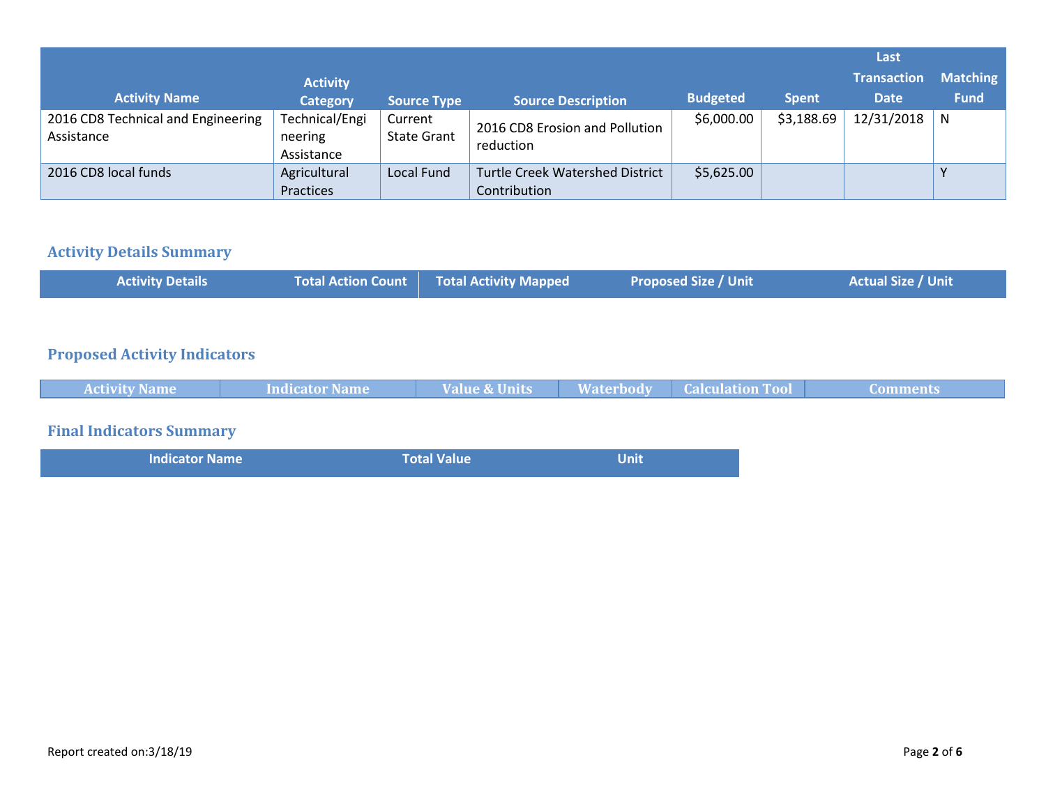| Activity Name | Activity Category | Source Type | Source Description | Budgeted | Spent | Last Transaction Date | Matching Fund |
|---|---|---|---|---|---|---|---|
| 2016 CD8 Technical and Engineering Assistance | Technical/Engineering Assistance | Current State Grant | 2016 CD8 Erosion and Pollution reduction | $6,000.00 | $3,188.69 | 12/31/2018 | N |
| 2016 CD8 local funds | Agricultural Practices | Local Fund | Turtle Creek Watershed District Contribution | $5,625.00 | | | Y |

## Activity Details Summary

| Activity Details | Total Action Count | Total Activity Mapped | Proposed Size / Unit | Actual Size / Unit |
|---|---|---|---|---|

## Proposed Activity Indicators

| Activity Name | Indicator Name | Value & Units | Waterbody | Calculation Tool | Comments |
|---|---|---|---|---|---|

## Final Indicators Summary

| Indicator Name | Total Value | Unit |
|---|---|---|

Report created on:3/18/19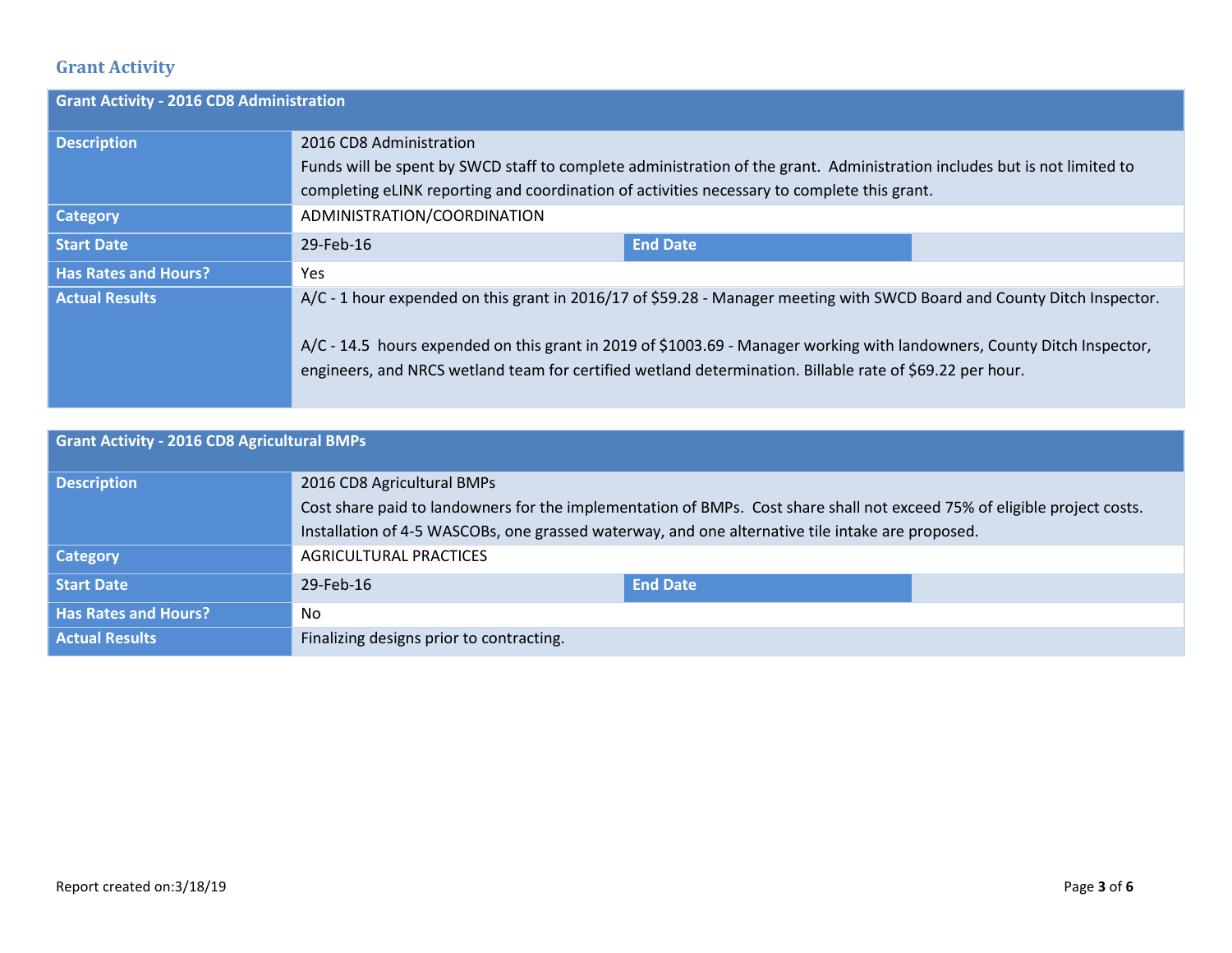## Grant Activity

| Grant Activity - 2016 CD8 Administration | | | |
|---|---|---|---|
| **Description** | 2016 CD8 Administration<br>Funds will be spent by SWCD staff to complete administration of the grant. Administration includes but is not limited to completing eLINK reporting and coordination of activities necessary to complete this grant. | | |
| **Category** | ADMINISTRATION/COORDINATION | | |
| **Start Date** | 29-Feb-16 | **End Date** | |
| **Has Rates and Hours?** | Yes | | |
| **Actual Results** | A/C - 1 hour expended on this grant in 2016/17 of $59.28 - Manager meeting with SWCD Board and County Ditch Inspector.<br><br>A/C - 14.5 hours expended on this grant in 2019 of $1003.69 - Manager working with landowners, County Ditch Inspector, engineers, and NRCS wetland team for certified wetland determination. Billable rate of $69.22 per hour. | | |

| Grant Activity - 2016 CD8 Agricultural BMPs | | | |
|---|---|---|---|
| **Description** | 2016 CD8 Agricultural BMPs<br>Cost share paid to landowners for the implementation of BMPs. Cost share shall not exceed 75% of eligible project costs. Installation of 4-5 WASCOBs, one grassed waterway, and one alternative tile intake are proposed. | | |
| **Category** | AGRICULTURAL PRACTICES | | |
| **Start Date** | 29-Feb-16 | **End Date** | |
| **Has Rates and Hours?** | No | | |
| **Actual Results** | Finalizing designs prior to contracting. | | |

Report created on:3/18/19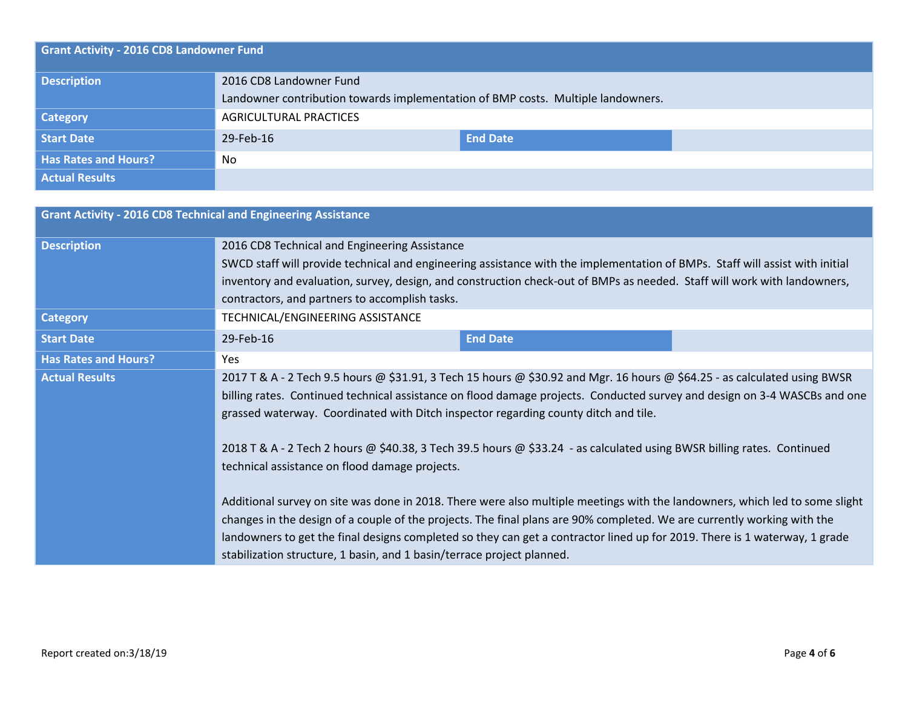| Grant Activity - 2016 CD8 Landowner Fund | | | |
|---|---|---|---|
| **Description** | 2016 CD8 Landowner Fund<br>Landowner contribution towards implementation of BMP costs. Multiple landowners. | | |
| **Category** | AGRICULTURAL PRACTICES | | |
| **Start Date** | 29-Feb-16 | **End Date** | |
| **Has Rates and Hours?** | No | | |
| **Actual Results** | | | |

| Grant Activity - 2016 CD8 Technical and Engineering Assistance | | | |
|---|---|---|---|
| **Description** | 2016 CD8 Technical and Engineering Assistance<br>SWCD staff will provide technical and engineering assistance with the implementation of BMPs. Staff will assist with initial inventory and evaluation, survey, design, and construction check-out of BMPs as needed. Staff will work with landowners, contractors, and partners to accomplish tasks. | | |
| **Category** | TECHNICAL/ENGINEERING ASSISTANCE | | |
| **Start Date** | 29-Feb-16 | **End Date** | |
| **Has Rates and Hours?** | Yes | | |
| **Actual Results** | 2017 T & A - 2 Tech 9.5 hours @ $31.91, 3 Tech 15 hours @ $30.92 and Mgr. 16 hours @ $64.25 - as calculated using BWSR billing rates. Continued technical assistance on flood damage projects. Conducted survey and design on 3-4 WASCBs and one grassed waterway. Coordinated with Ditch inspector regarding county ditch and tile.<br><br>2018 T & A - 2 Tech 2 hours @ $40.38, 3 Tech 39.5 hours @ $33.24 - as calculated using BWSR billing rates. Continued technical assistance on flood damage projects.<br><br>Additional survey on site was done in 2018. There were also multiple meetings with the landowners, which led to some slight changes in the design of a couple of the projects. The final plans are 90% completed. We are currently working with the landowners to get the final designs completed so they can get a contractor lined up for 2019. There is 1 waterway, 1 grade stabilization structure, 1 basin, and 1 basin/terrace project planned. | | |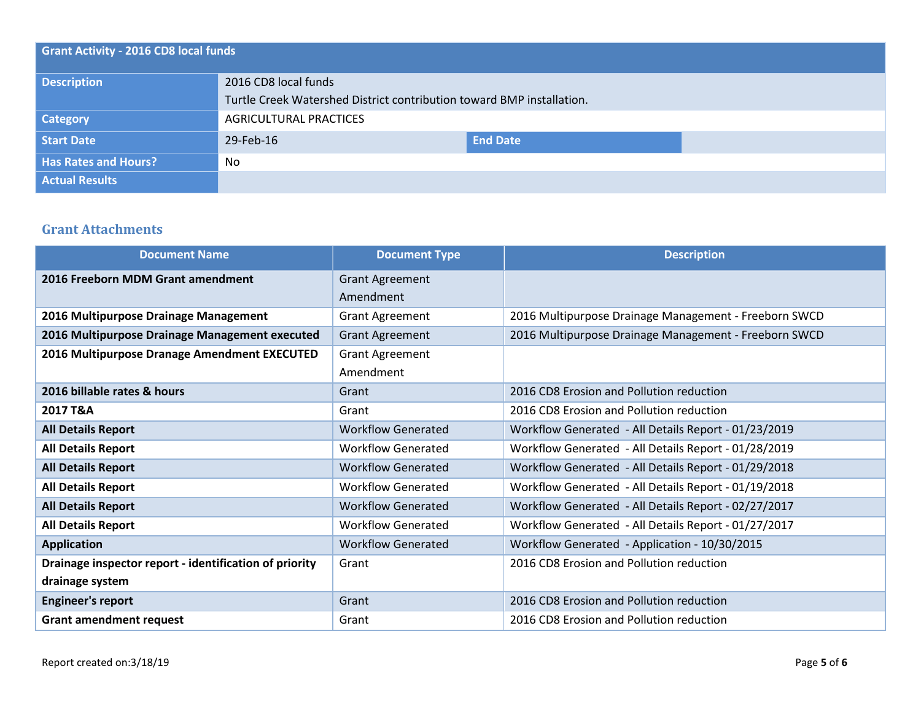| Grant Activity - 2016 CD8 local funds | | | |
|---|---|---|---|
| **Description** | 2016 CD8 local funds<br>Turtle Creek Watershed District contribution toward BMP installation. | | |
| **Category** | AGRICULTURAL PRACTICES | | |
| **Start Date** | 29-Feb-16 | **End Date** | |
| **Has Rates and Hours?** | No | | |
| **Actual Results** | | | |

## Grant Attachments

| Document Name | Document Type | Description |
|---|---|---|
| **2016 Freeborn MDM Grant amendment** | Grant Agreement Amendment | |
| **2016 Multipurpose Drainage Management** | Grant Agreement | 2016 Multipurpose Drainage Management - Freeborn SWCD |
| **2016 Multipurpose Drainage Management executed** | Grant Agreement | 2016 Multipurpose Drainage Management - Freeborn SWCD |
| **2016 Multipurpose Dranage Amendment EXECUTED** | Grant Agreement Amendment | |
| **2016 billable rates & hours** | Grant | 2016 CD8 Erosion and Pollution reduction |
| **2017 T&A** | Grant | 2016 CD8 Erosion and Pollution reduction |
| **All Details Report** | Workflow Generated | Workflow Generated - All Details Report - 01/23/2019 |
| **All Details Report** | Workflow Generated | Workflow Generated - All Details Report - 01/28/2019 |
| **All Details Report** | Workflow Generated | Workflow Generated - All Details Report - 01/29/2018 |
| **All Details Report** | Workflow Generated | Workflow Generated - All Details Report - 01/19/2018 |
| **All Details Report** | Workflow Generated | Workflow Generated - All Details Report - 02/27/2017 |
| **All Details Report** | Workflow Generated | Workflow Generated - All Details Report - 01/27/2017 |
| **Application** | Workflow Generated | Workflow Generated - Application - 10/30/2015 |
| **Drainage inspector report - identification of priority drainage system** | Grant | 2016 CD8 Erosion and Pollution reduction |
| **Engineer's report** | Grant | 2016 CD8 Erosion and Pollution reduction |
| **Grant amendment request** | Grant | 2016 CD8 Erosion and Pollution reduction |

Report created on:3/18/19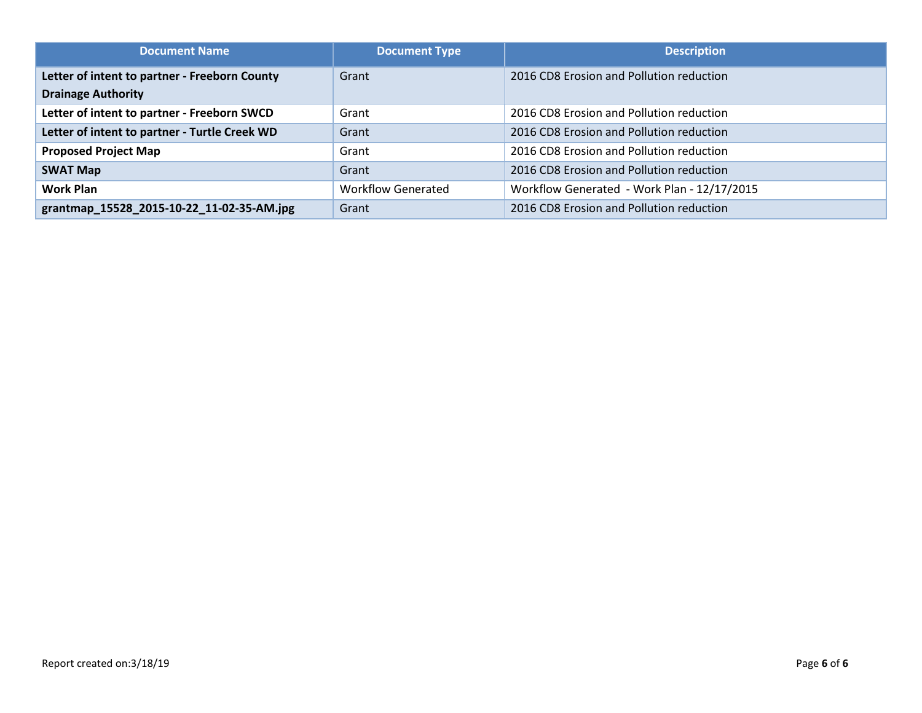| Document Name | Document Type | Description |
|---|---|---|
| **Letter of intent to partner - Freeborn County Drainage Authority** | Grant | 2016 CD8 Erosion and Pollution reduction |
| **Letter of intent to partner - Freeborn SWCD** | Grant | 2016 CD8 Erosion and Pollution reduction |
| **Letter of intent to partner - Turtle Creek WD** | Grant | 2016 CD8 Erosion and Pollution reduction |
| **Proposed Project Map** | Grant | 2016 CD8 Erosion and Pollution reduction |
| **SWAT Map** | Grant | 2016 CD8 Erosion and Pollution reduction |
| **Work Plan** | Workflow Generated | Workflow Generated - Work Plan - 12/17/2015 |
| **grantmap_15528_2015-10-22_11-02-35-AM.jpg** | Grant | 2016 CD8 Erosion and Pollution reduction |

Report created on:3/18/19